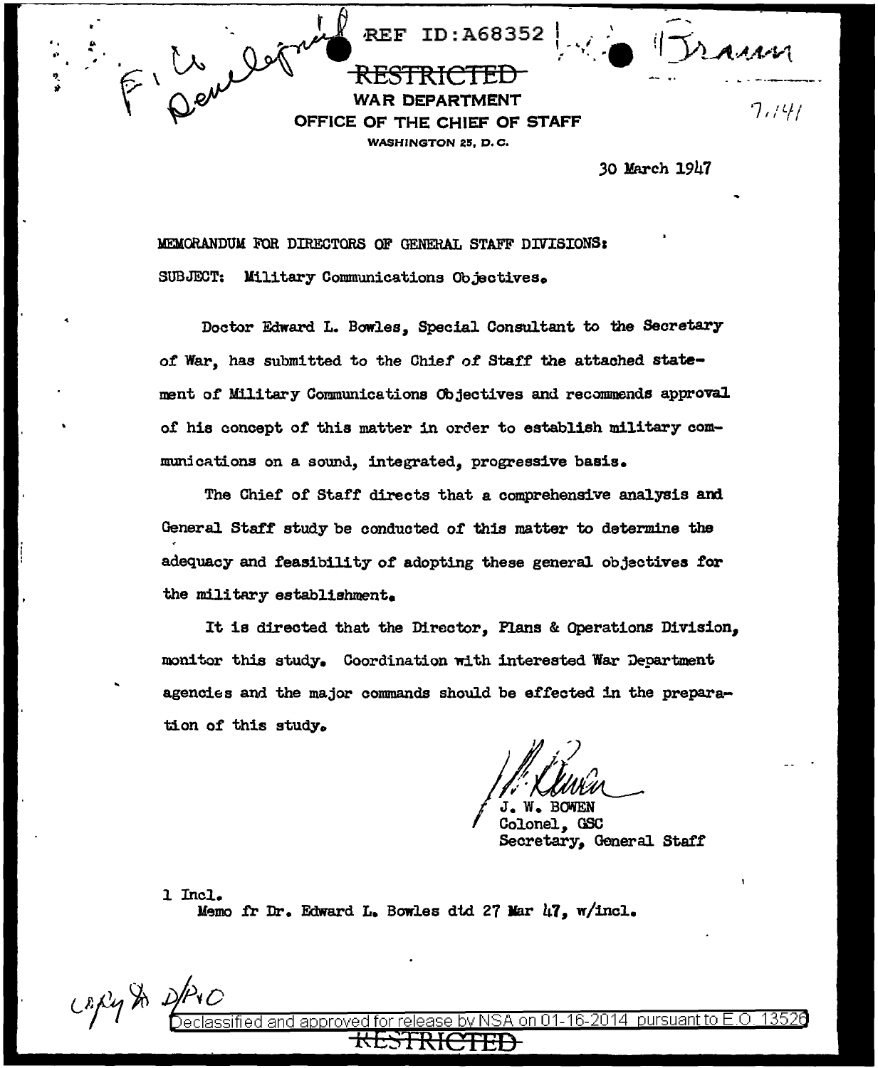REF ID:A68352

~~RESTRICTED~~

**WAR DEPARTMENT**
**OFFICE OF THE CHIEF OF STAFF**
WASHINGTON 25, D. C.

30 March 1947

MEMORANDUM FOR DIRECTORS OF GENERAL STAFF DIVISIONS:

SUBJECT: Military Communications Objectives.

Doctor Edward L. Bowles, Special Consultant to the Secretary of War, has submitted to the Chief of Staff the attached statement of Military Communications Objectives and recommends approval of his concept of this matter in order to establish military communications on a sound, integrated, progressive basis.

The Chief of Staff directs that a comprehensive analysis and General Staff study be conducted of this matter to determine the adequacy and feasibility of adopting these general objectives for the military establishment.

It is directed that the Director, Plans & Operations Division, monitor this study. Coordination with interested War Department agencies and the major commands should be effected in the preparation of this study.

J. W. BOWEN
Colonel, GSC
Secretary, General Staff

1 Incl.
Memo fr Dr. Edward L. Bowles dtd 27 Mar 47, w/incl.

Declassified and approved for release by NSA on 01-16-2014 pursuant to E.O. 13526

~~RESTRICTED~~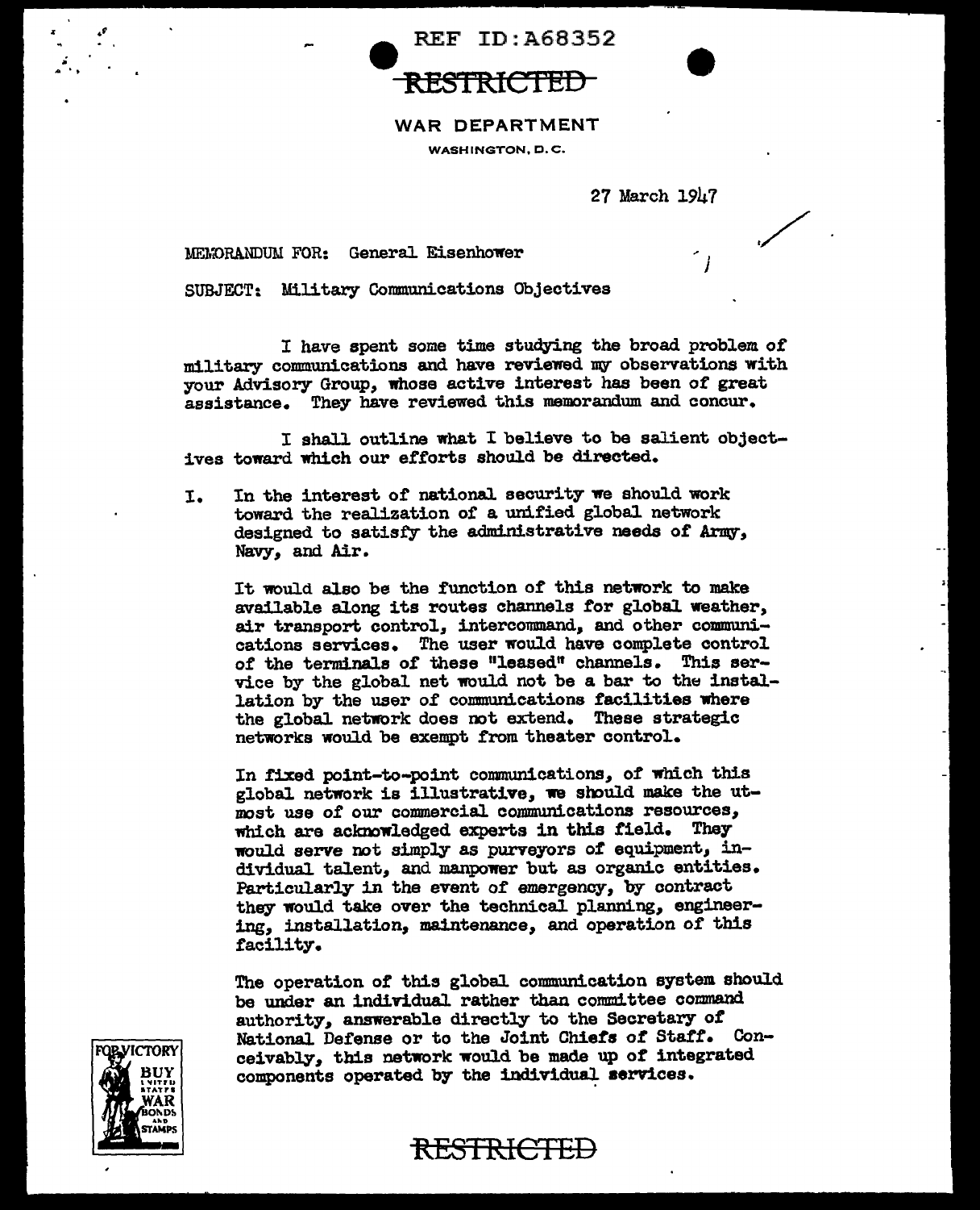REF ID:A68352

RESTRICTED

WAR DEPARTMENT

WASHINGTON, D.C.

27 March 1947

MEMORANDUM FOR: General Eisenhower

SUBJECT: Military Communications Objectives

I have spent some time studying the broad problem of military communications and have reviewed my observations with your Advisory Group, whose active interest has been of great assistance. They have reviewed this memorandum and concur.

I shall outline what I believe to be salient objectives toward which our efforts should be directed.

I. In the interest of national security we should work toward the realization of a unified global network designed to satisfy the administrative needs of Army, Navy, and Air.

It would also be the function of this network to make available along its routes channels for global weather, air transport control, intercommand, and other communications services. The user would have complete control of the terminals of these "leased" channels. This service by the global net would not be a bar to the installation by the user of communications facilities where the global network does not extend. These strategic networks would be exempt from theater control.

In fixed point-to-point communications, of which this global network is illustrative, we should make the utmost use of our commercial communications resources, which are acknowledged experts in this field. They would serve not simply as purveyors of equipment, individual talent, and manpower but as organic entities. Particularly in the event of emergency, by contract they would take over the technical planning, engineering, installation, maintenance, and operation of this facility.

The operation of this global communication system should be under an individual rather than committee command authority, answerable directly to the Secretary of National Defense or to the Joint Chiefs of Staff. Conceivably, this network would be made up of integrated components operated by the individual services.

RESTRICTED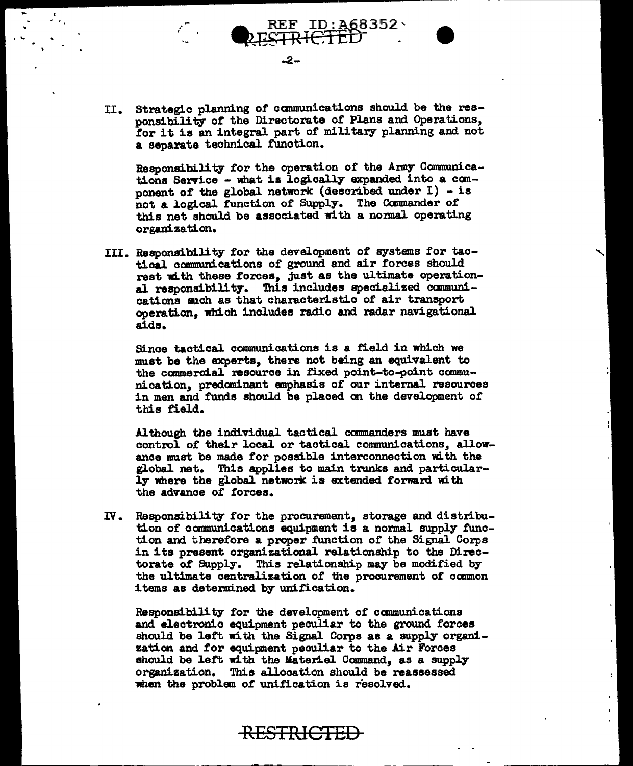II. Strategic planning of communications should be the responsibility of the Directorate of Plans and Operations, for it is an integral part of military planning and not a separate technical function.

Responsibility for the operation of the Army Communications Service - what is logically expanded into a component of the global network (described under I) - is not a logical function of Supply. The Commander of this net should be associated with a normal operating organization.

III. Responsibility for the development of systems for tactical communications of ground and air forces should rest with these forces, just as the ultimate operational responsibility. This includes specialized communications such as that characteristic of air transport operation, which includes radio and radar navigational aids.

Since tactical communications is a field in which we must be the experts, there not being an equivalent to the commercial resource in fixed point-to-point communication, predominant emphasis of our internal resources in men and funds should be placed on the development of this field.

Although the individual tactical commanders must have control of their local or tactical communications, allowance must be made for possible interconnection with the global net. This applies to main trunks and particularly where the global network is extended forward with the advance of forces.

IV. Responsibility for the procurement, storage and distribution of communications equipment is a normal supply function and therefore a proper function of the Signal Corps in its present organizational relationship to the Directorate of Supply. This relationship may be modified by the ultimate centralization of the procurement of common items as determined by unification.

Responsibility for the development of communications and electronic equipment peculiar to the ground forces should be left with the Signal Corps as a supply organization and for equipment peculiar to the Air Forces should be left with the Materiel Command, as a supply organization. This allocation should be reassessed when the problem of unification is resolved.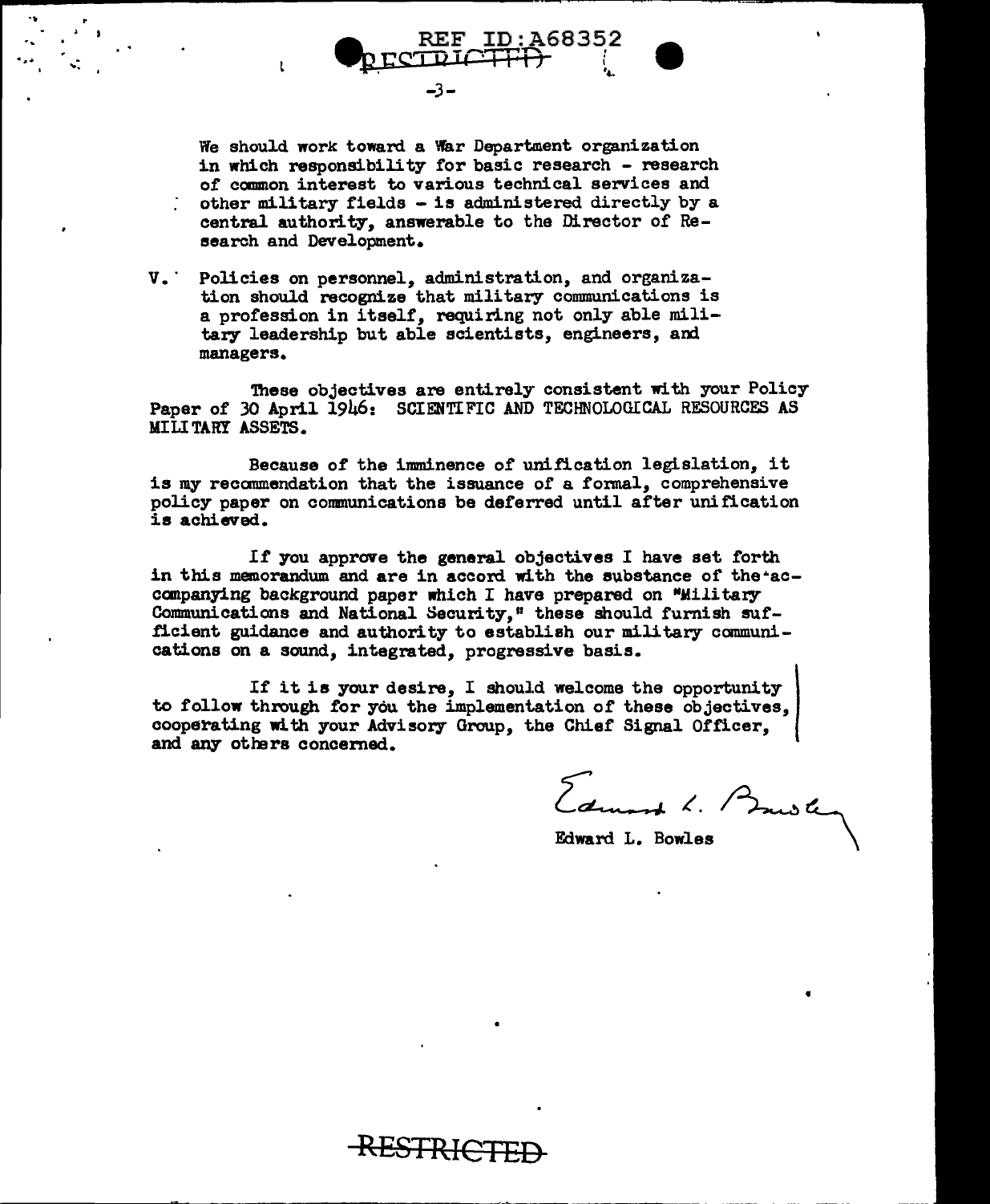We should work toward a War Department organization in which responsibility for basic research - research of common interest to various technical services and other military fields - is administered directly by a central authority, answerable to the Director of Research and Development.

V. Policies on personnel, administration, and organization should recognize that military communications is a profession in itself, requiring not only able military leadership but able scientists, engineers, and managers.

These objectives are entirely consistent with your Policy Paper of 30 April 1946: SCIENTIFIC AND TECHNOLOGICAL RESOURCES AS MILITARY ASSETS.

Because of the imminence of unification legislation, it is my recommendation that the issuance of a formal, comprehensive policy paper on communications be deferred until after unification is achieved.

If you approve the general objectives I have set forth in this memorandum and are in accord with the substance of the accompanying background paper which I have prepared on "Military Communications and National Security," these should furnish sufficient guidance and authority to establish our military communications on a sound, integrated, progressive basis.

If it is your desire, I should welcome the opportunity to follow through for you the implementation of these objectives, cooperating with your Advisory Group, the Chief Signal Officer, and any others concerned.

Edward L. Bowles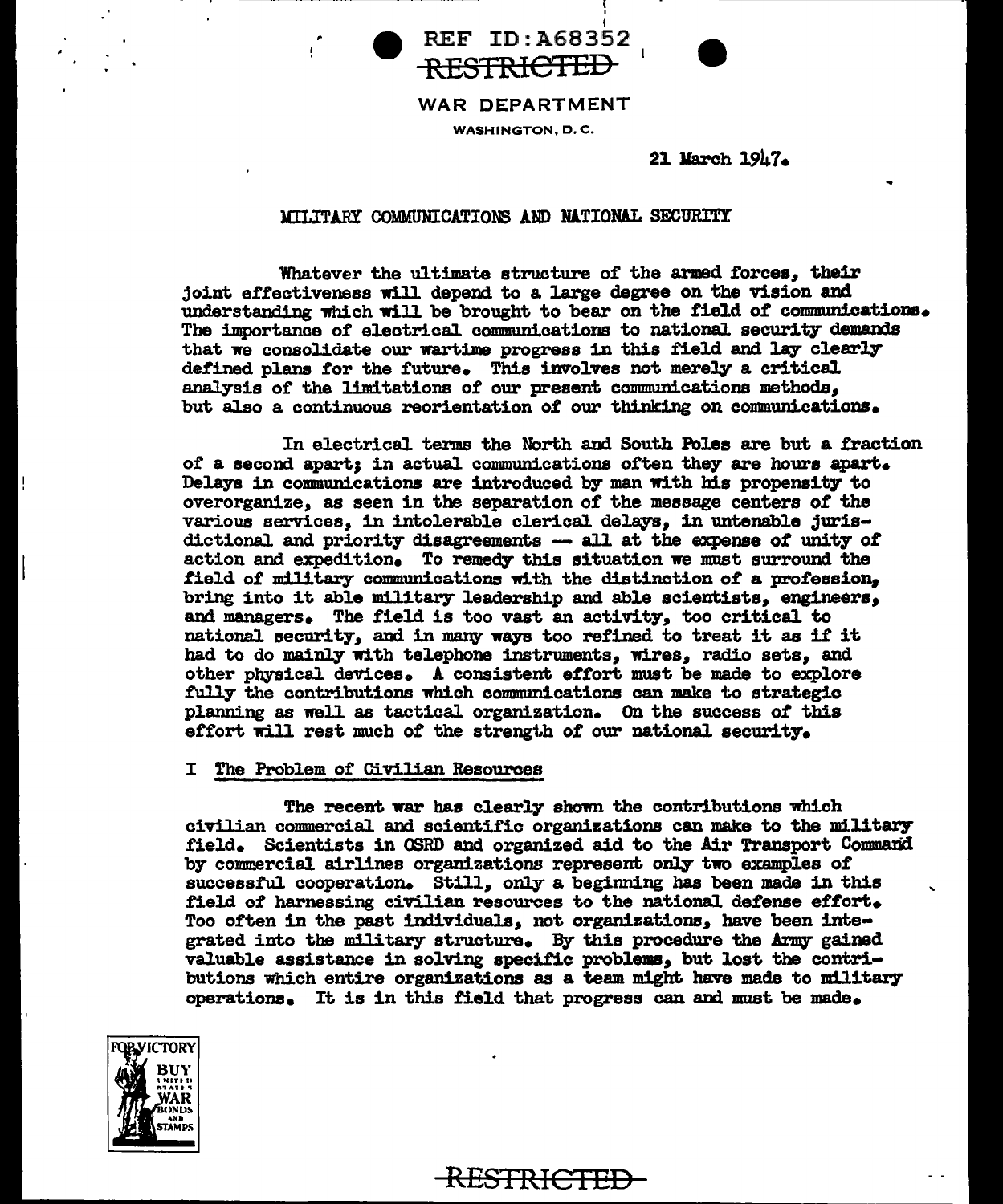REF ID:A68352

RESTRICTED

WAR DEPARTMENT

WASHINGTON, D. C.

21 March 1947.

## MILITARY COMMUNICATIONS AND NATIONAL SECURITY

Whatever the ultimate structure of the armed forces, their joint effectiveness will depend to a large degree on the vision and understanding which will be brought to bear on the field of communications. The importance of electrical communications to national security demands that we consolidate our wartime progress in this field and lay clearly defined plans for the future. This involves not merely a critical analysis of the limitations of our present communications methods, but also a continuous reorientation of our thinking on communications.

In electrical terms the North and South Poles are but a fraction of a second apart; in actual communications often they are hours apart. Delays in communications are introduced by man with his propensity to overorganize, as seen in the separation of the message centers of the various services, in intolerable clerical delays, in untenable jurisdictional and priority disagreements -- all at the expense of unity of action and expedition. To remedy this situation we must surround the field of military communications with the distinction of a profession, bring into it able military leadership and able scientists, engineers, and managers. The field is too vast an activity, too critical to national security, and in many ways too refined to treat it as if it had to do mainly with telephone instruments, wires, radio sets, and other physical devices. A consistent effort must be made to explore fully the contributions which communications can make to strategic planning as well as tactical organization. On the success of this effort will rest much of the strength of our national security.

### I The Problem of Civilian Resources

The recent war has clearly shown the contributions which civilian commercial and scientific organizations can make to the military field. Scientists in OSRD and organized aid to the Air Transport Command by commercial airlines organizations represent only two examples of successful cooperation. Still, only a beginning has been made in this field of harnessing civilian resources to the national defense effort. Too often in the past individuals, not organizations, have been integrated into the military structure. By this procedure the Army gained valuable assistance in solving specific problems, but lost the contributions which entire organizations as a team might have made to military operations. It is in this field that progress can and must be made.

RESTRICTED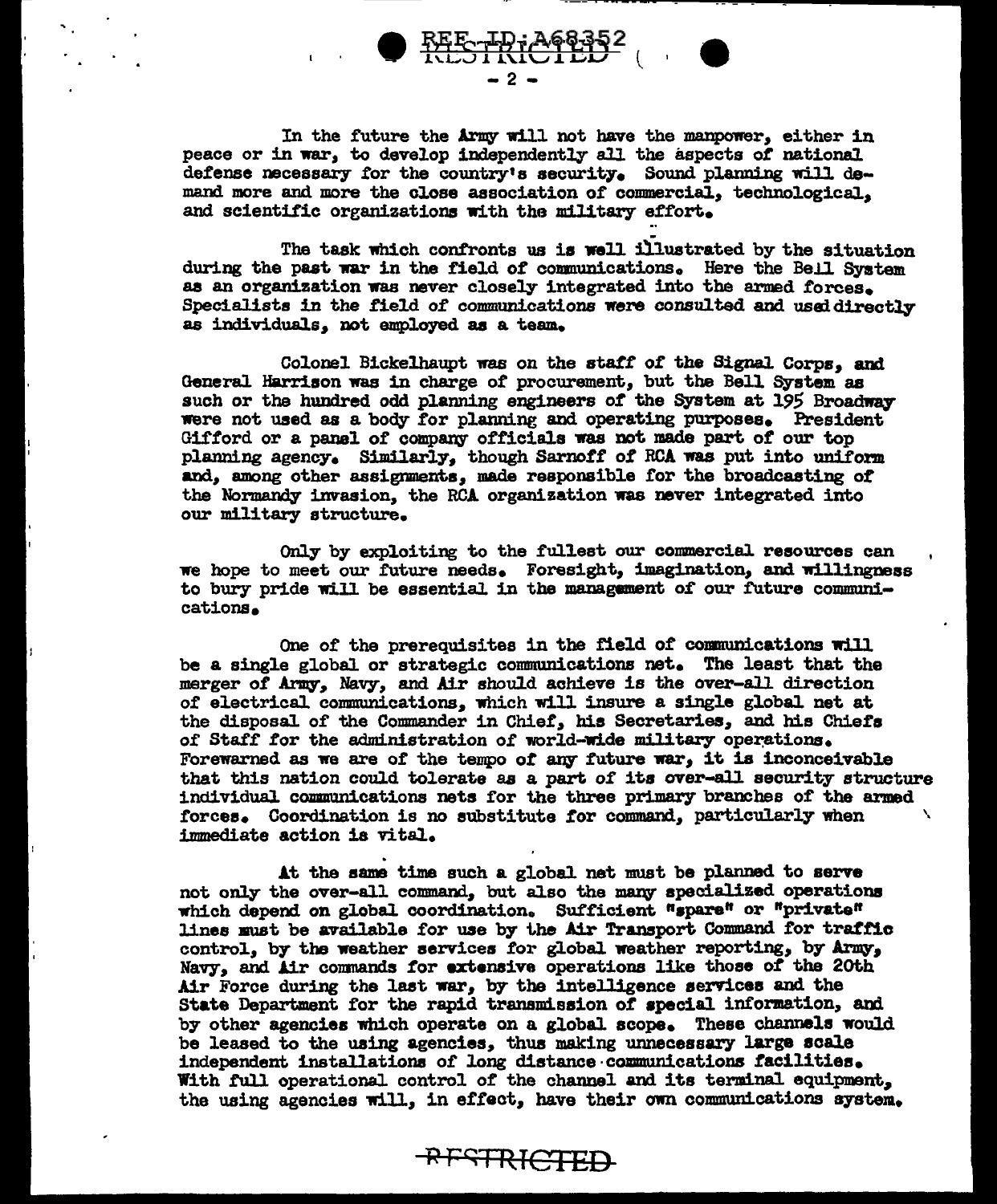In the future the Army will not have the manpower, either in peace or in war, to develop independently all the aspects of national defense necessary for the country's security. Sound planning will demand more and more the close association of commercial, technological, and scientific organizations with the military effort.

The task which confronts us is well illustrated by the situation during the past war in the field of communications. Here the Bell System as an organization was never closely integrated into the armed forces. Specialists in the field of communications were consulted and used directly as individuals, not employed as a team.

Colonel Bickelhaupt was on the staff of the Signal Corps, and General Harrison was in charge of procurement, but the Bell System as such or the hundred odd planning engineers of the System at 195 Broadway were not used as a body for planning and operating purposes. President Gifford or a panel of company officials was not made part of our top planning agency. Similarly, though Sarnoff of RCA was put into uniform and, among other assignments, made responsible for the broadcasting of the Normandy invasion, the RCA organization was never integrated into our military structure.

Only by exploiting to the fullest our commercial resources can we hope to meet our future needs. Foresight, imagination, and willingness to bury pride will be essential in the management of our future communications.

One of the prerequisites in the field of communications will be a single global or strategic communications net. The least that the merger of Army, Navy, and Air should achieve is the over-all direction of electrical communications, which will insure a single global net at the disposal of the Commander in Chief, his Secretaries, and his Chiefs of Staff for the administration of world-wide military operations. Forewarned as we are of the tempo of any future war, it is inconceivable that this nation could tolerate as a part of its over-all security structure individual communications nets for the three primary branches of the armed forces. Coordination is no substitute for command, particularly when immediate action is vital.

At the same time such a global net must be planned to serve not only the over-all command, but also the many specialized operations which depend on global coordination. Sufficient "spare" or "private" lines must be available for use by the Air Transport Command for traffic control, by the weather services for global weather reporting, by Army, Navy, and Air commands for extensive operations like those of the 20th Air Force during the last war, by the intelligence services and the State Department for the rapid transmission of special information, and by other agencies which operate on a global scope. These channels would be leased to the using agencies, thus making unnecessary large scale independent installations of long distance communications facilities. With full operational control of the channel and its terminal equipment, the using agencies will, in effect, have their own communications system.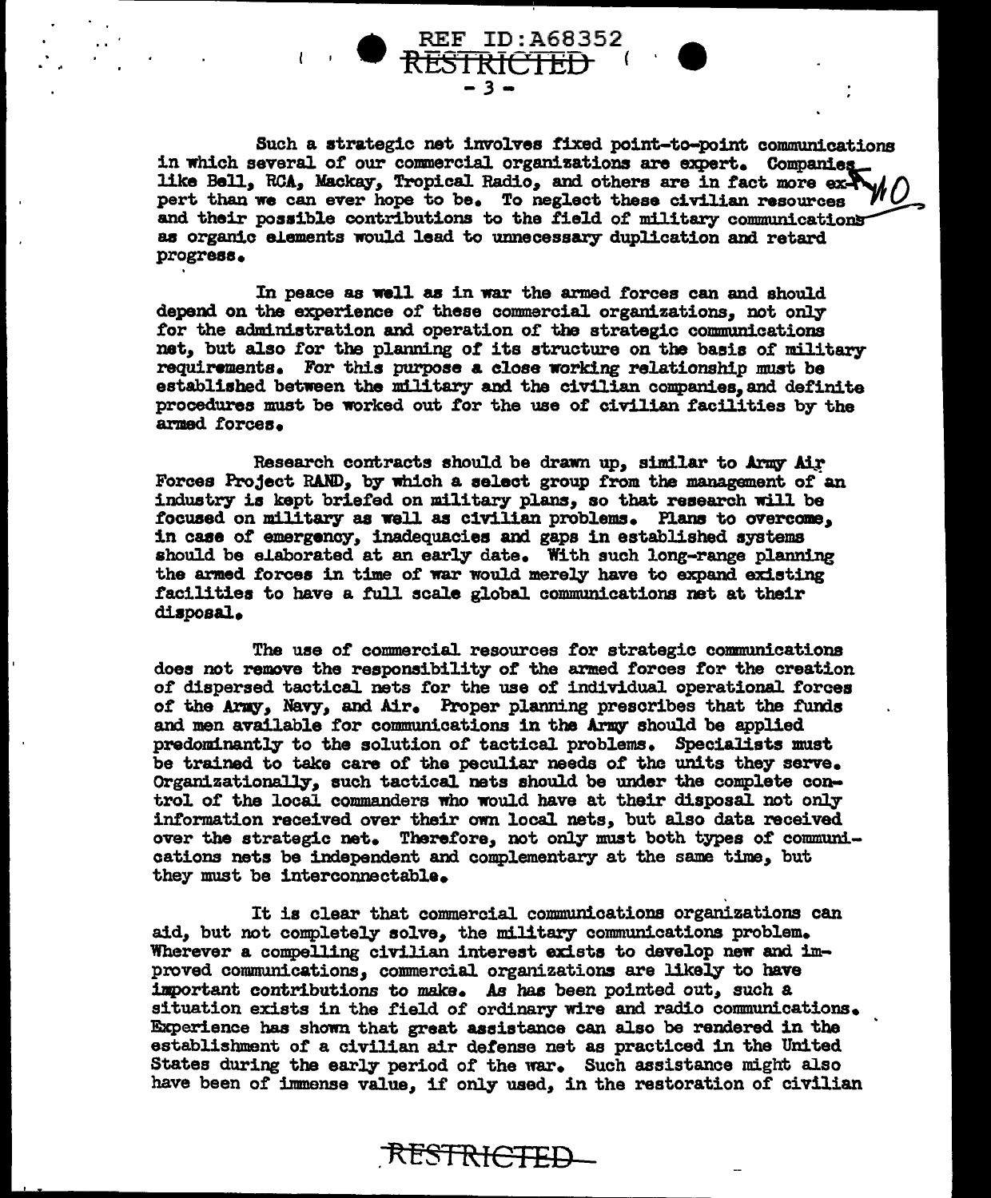Such a strategic net involves fixed point-to-point communications in which several of our commercial organizations are expert. Companies like Bell, RCA, Mackay, Tropical Radio, and others are in fact more expert than we can ever hope to be. To neglect these civilian resources and their possible contributions to the field of military communications as organic elements would lead to unnecessary duplication and retard progress.

In peace as well as in war the armed forces can and should depend on the experience of these commercial organizations, not only for the administration and operation of the strategic communications net, but also for the planning of its structure on the basis of military requirements. For this purpose a close working relationship must be established between the military and the civilian companies, and definite procedures must be worked out for the use of civilian facilities by the armed forces.

Research contracts should be drawn up, similar to Army Air Forces Project RAND, by which a select group from the management of an industry is kept briefed on military plans, so that research will be focused on military as well as civilian problems. Plans to overcome, in case of emergency, inadequacies and gaps in established systems should be elaborated at an early date. With such long-range planning the armed forces in time of war would merely have to expand existing facilities to have a full scale global communications net at their disposal.

The use of commercial resources for strategic communications does not remove the responsibility of the armed forces for the creation of dispersed tactical nets for the use of individual operational forces of the Army, Navy, and Air. Proper planning prescribes that the funds and men available for communications in the Army should be applied predominantly to the solution of tactical problems. Specialists must be trained to take care of the peculiar needs of the units they serve. Organizationally, such tactical nets should be under the complete control of the local commanders who would have at their disposal not only information received over their own local nets, but also data received over the strategic net. Therefore, not only must both types of communications nets be independent and complementary at the same time, but they must be interconnectable.

It is clear that commercial communications organizations can aid, but not completely solve, the military communications problem. Wherever a compelling civilian interest exists to develop new and improved communications, commercial organizations are likely to have important contributions to make. As has been pointed out, such a situation exists in the field of ordinary wire and radio communications. Experience has shown that great assistance can also be rendered in the establishment of a civilian air defense net as practiced in the United States during the early period of the war. Such assistance might also have been of immense value, if only used, in the restoration of civilian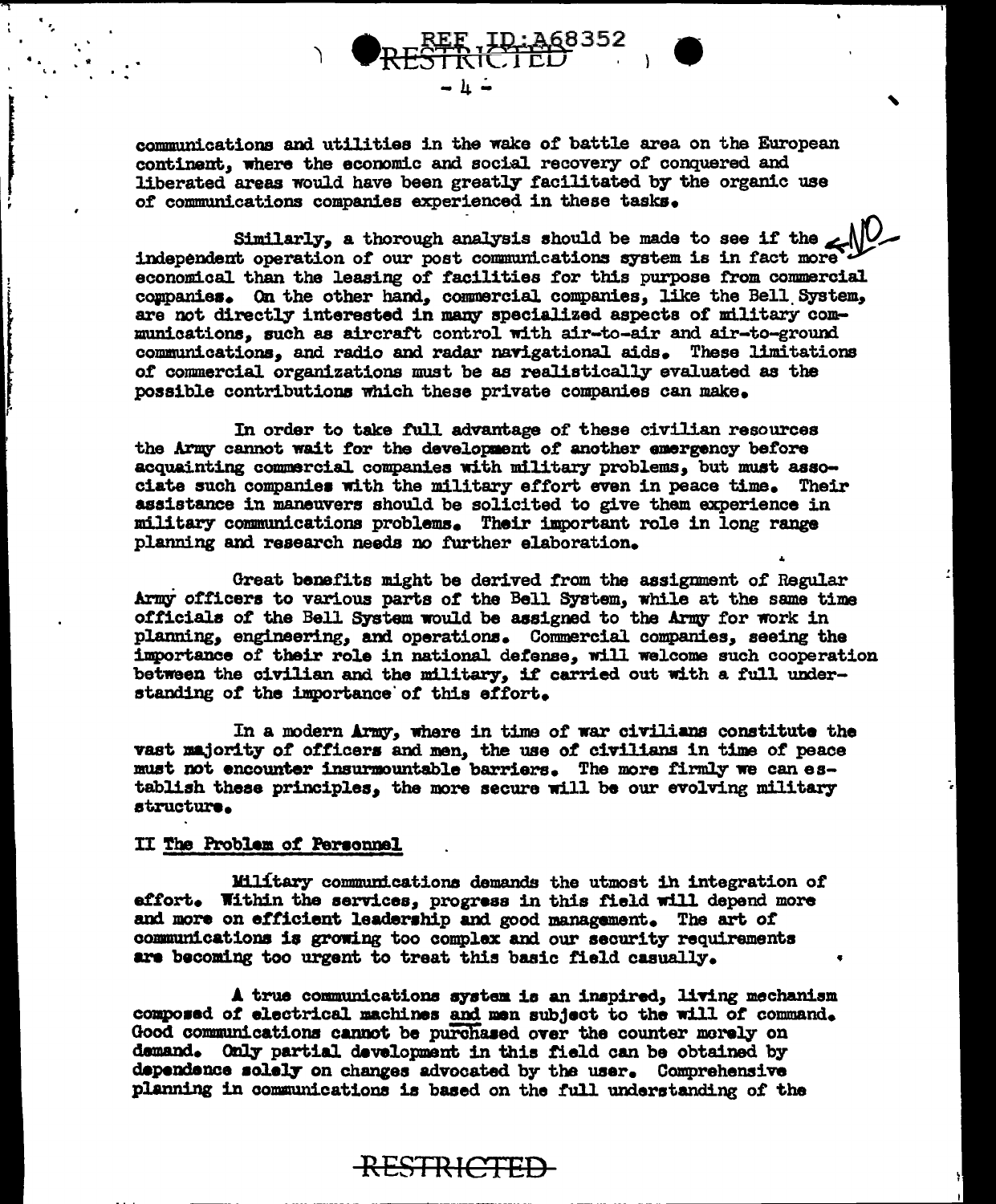communications and utilities in the wake of battle area on the European continent, where the economic and social recovery of conquered and liberated areas would have been greatly facilitated by the organic use of communications companies experienced in these tasks.

Similarly, a thorough analysis should be made to see if the independent operation of our post communications system is in fact more economical than the leasing of facilities for this purpose from commercial companies. On the other hand, commercial companies, like the Bell System, are not directly interested in many specialized aspects of military communications, such as aircraft control with air-to-air and air-to-ground communications, and radio and radar navigational aids. These limitations of commercial organizations must be as realistically evaluated as the possible contributions which these private companies can make.

In order to take full advantage of these civilian resources the Army cannot wait for the development of another emergency before acquainting commercial companies with military problems, but must associate such companies with the military effort even in peace time. Their assistance in maneuvers should be solicited to give them experience in military communications problems. Their important role in long range planning and research needs no further elaboration.

Great benefits might be derived from the assignment of Regular Army officers to various parts of the Bell System, while at the same time officials of the Bell System would be assigned to the Army for work in planning, engineering, and operations. Commercial companies, seeing the importance of their role in national defense, will welcome such cooperation between the civilian and the military, if carried out with a full understanding of the importance of this effort.

In a modern Army, where in time of war civilians constitute the vast majority of officers and men, the use of civilians in time of peace must not encounter insurmountable barriers. The more firmly we can establish these principles, the more secure will be our evolving military structure.

## II The Problem of Personnel

Military communications demands the utmost in integration of effort. Within the services, progress in this field will depend more and more on efficient leadership and good management. The art of communications is growing too complex and our security requirements are becoming too urgent to treat this basic field casually.

A true communications system is an inspired, living mechanism composed of electrical machines and men subject to the will of command. Good communications cannot be purchased over the counter merely on demand. Only partial development in this field can be obtained by dependence solely on changes advocated by the user. Comprehensive planning in communications is based on the full understanding of the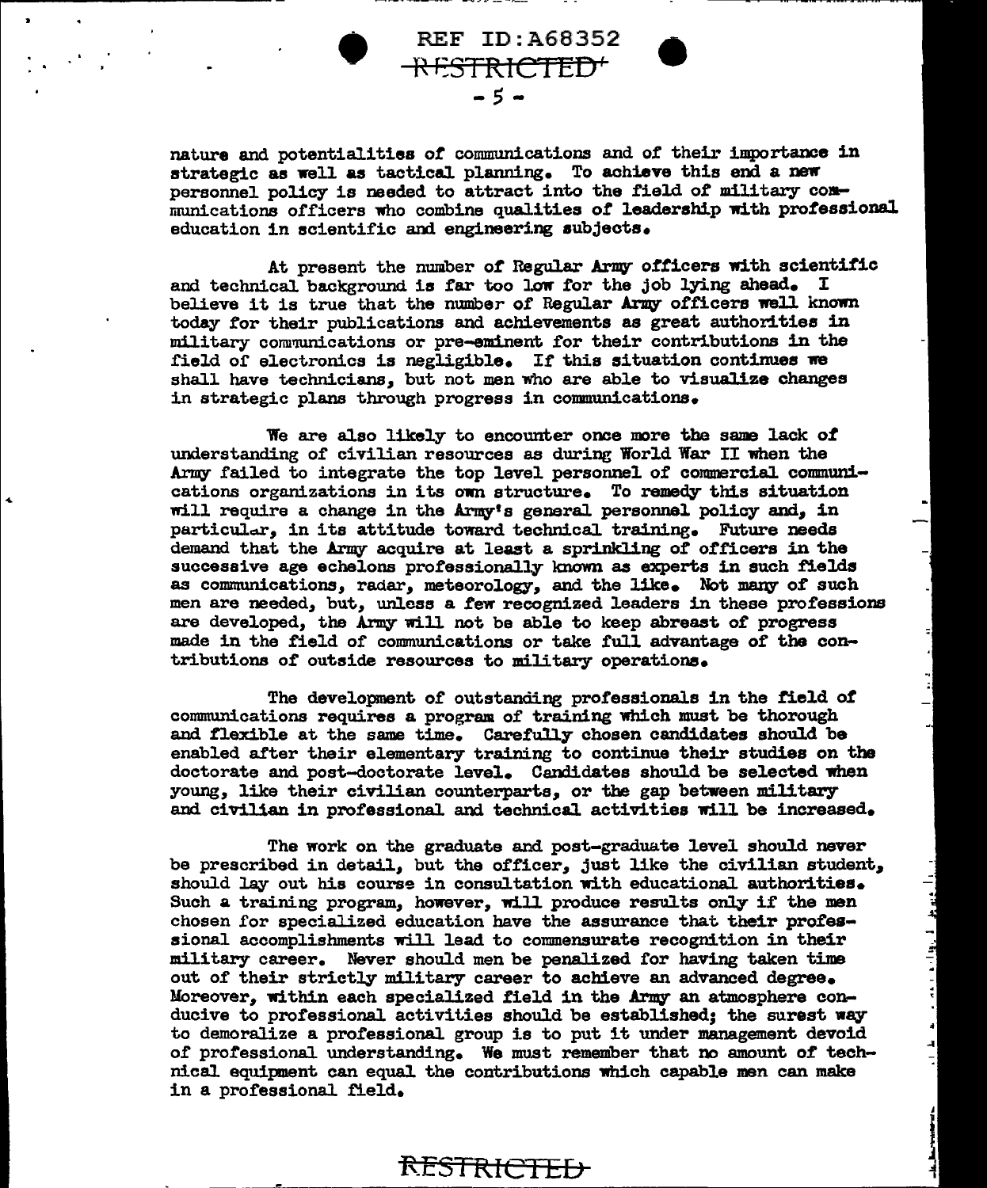nature and potentialities of communications and of their importance in strategic as well as tactical planning. To achieve this end a new personnel policy is needed to attract into the field of military communications officers who combine qualities of leadership with professional education in scientific and engineering subjects.

At present the number of Regular Army officers with scientific and technical background is far too low for the job lying ahead. I believe it is true that the number of Regular Army officers well known today for their publications and achievements as great authorities in military communications or pre-eminent for their contributions in the field of electronics is negligible. If this situation continues we shall have technicians, but not men who are able to visualize changes in strategic plans through progress in communications.

We are also likely to encounter once more the same lack of understanding of civilian resources as during World War II when the Army failed to integrate the top level personnel of commercial communications organizations in its own structure. To remedy this situation will require a change in the Army's general personnel policy and, in particular, in its attitude toward technical training. Future needs demand that the Army acquire at least a sprinkling of officers in the successive age echelons professionally known as experts in such fields as communications, radar, meteorology, and the like. Not many of such men are needed, but, unless a few recognized leaders in these professions are developed, the Army will not be able to keep abreast of progress made in the field of communications or take full advantage of the contributions of outside resources to military operations.

The development of outstanding professionals in the field of communications requires a program of training which must be thorough and flexible at the same time. Carefully chosen candidates should be enabled after their elementary training to continue their studies on the doctorate and post-doctorate level. Candidates should be selected when young, like their civilian counterparts, or the gap between military and civilian in professional and technical activities will be increased.

The work on the graduate and post-graduate level should never be prescribed in detail, but the officer, just like the civilian student, should lay out his course in consultation with educational authorities. Such a training program, however, will produce results only if the men chosen for specialized education have the assurance that their professional accomplishments will lead to commensurate recognition in their military career. Never should men be penalized for having taken time out of their strictly military career to achieve an advanced degree. Moreover, within each specialized field in the Army an atmosphere conducive to professional activities should be established; the surest way to demoralize a professional group is to put it under management devoid of professional understanding. We must remember that no amount of technical equipment can equal the contributions which capable men can make in a professional field.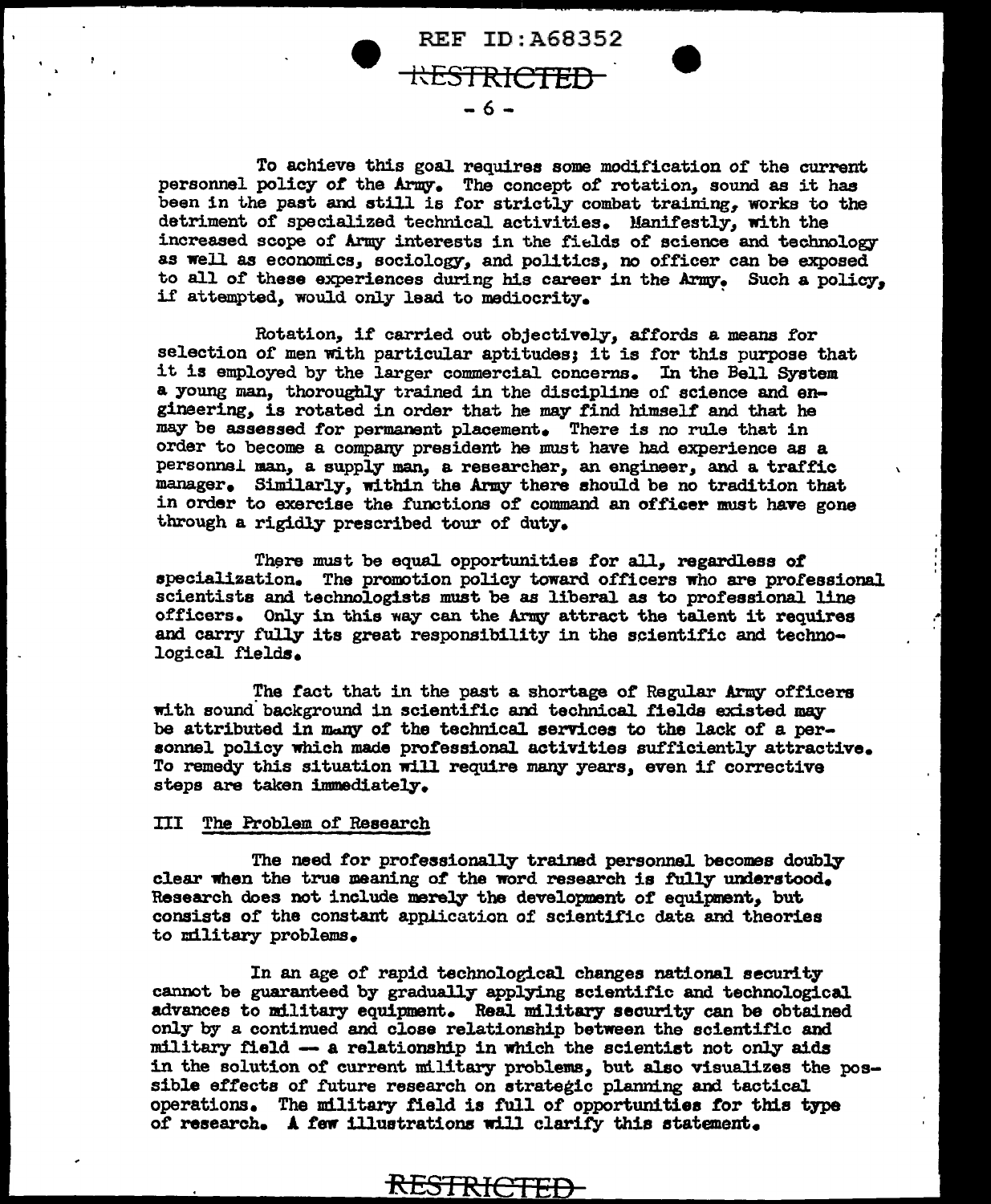To achieve this goal requires some modification of the current personnel policy of the Army. The concept of rotation, sound as it has been in the past and still is for strictly combat training, works to the detriment of specialized technical activities. Manifestly, with the increased scope of Army interests in the fields of science and technology as well as economics, sociology, and politics, no officer can be exposed to all of these experiences during his career in the Army. Such a policy, if attempted, would only lead to mediocrity.

Rotation, if carried out objectively, affords a means for selection of men with particular aptitudes; it is for this purpose that it is employed by the larger commercial concerns. In the Bell System a young man, thoroughly trained in the discipline of science and engineering, is rotated in order that he may find himself and that he may be assessed for permanent placement. There is no rule that in order to become a company president he must have had experience as a personnel man, a supply man, a researcher, an engineer, and a traffic manager. Similarly, within the Army there should be no tradition that in order to exercise the functions of command an officer must have gone through a rigidly prescribed tour of duty.

There must be equal opportunities for all, regardless of specialization. The promotion policy toward officers who are professional scientists and technologists must be as liberal as to professional line officers. Only in this way can the Army attract the talent it requires and carry fully its great responsibility in the scientific and technological fields.

The fact that in the past a shortage of Regular Army officers with sound background in scientific and technical fields existed may be attributed in many of the technical services to the lack of a personnel policy which made professional activities sufficiently attractive. To remedy this situation will require many years, even if corrective steps are taken immediately.

## III The Problem of Research

The need for professionally trained personnel becomes doubly clear when the true meaning of the word research is fully understood. Research does not include merely the development of equipment, but consists of the constant application of scientific data and theories to military problems.

In an age of rapid technological changes national security cannot be guaranteed by gradually applying scientific and technological advances to military equipment. Real military security can be obtained only by a continued and close relationship between the scientific and military field — a relationship in which the scientist not only aids in the solution of current military problems, but also visualizes the possible effects of future research on strategic planning and tactical operations. The military field is full of opportunities for this type of research. A few illustrations will clarify this statement.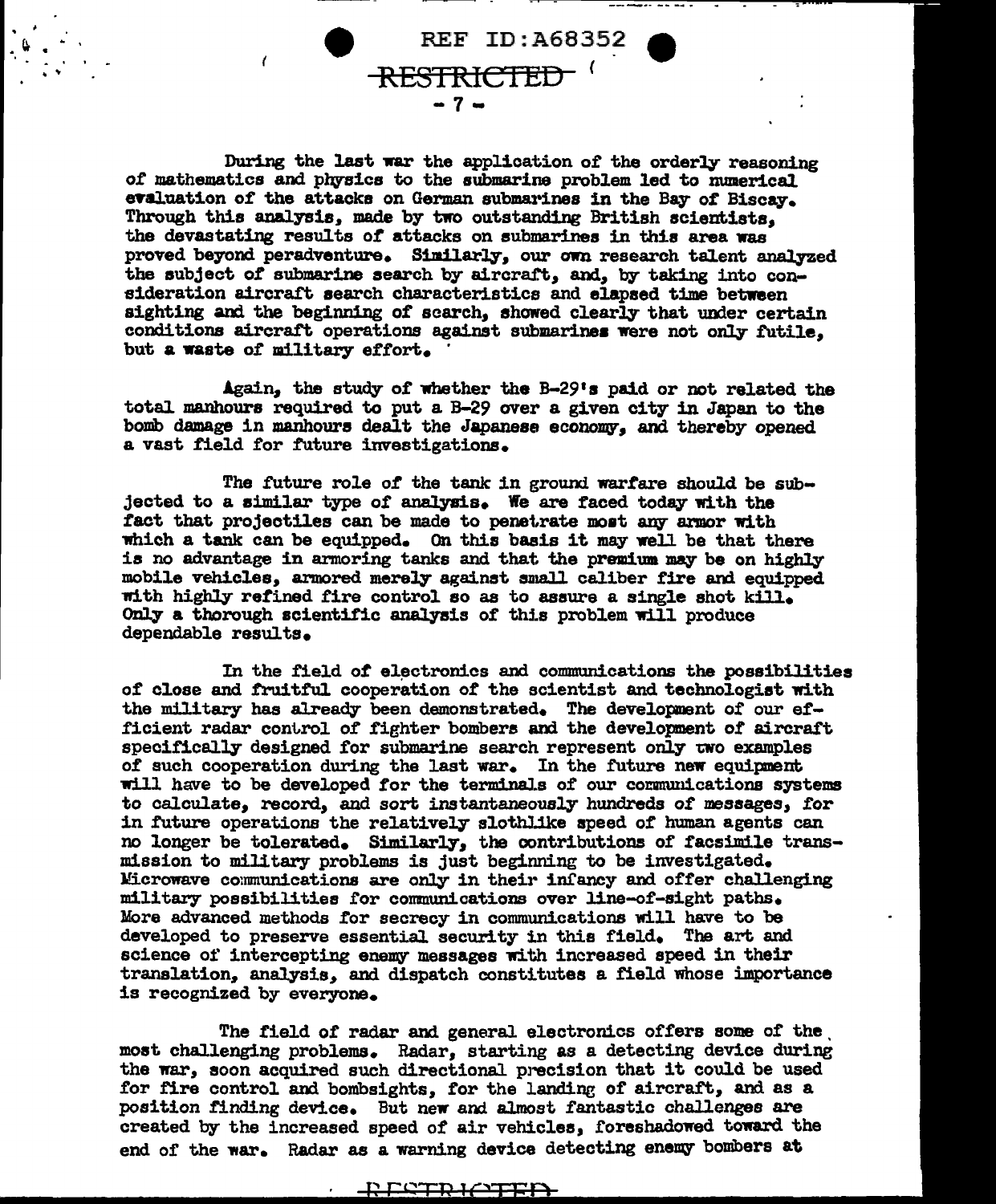During the last war the application of the orderly reasoning of mathematics and physics to the submarine problem led to numerical evaluation of the attacks on German submarines in the Bay of Biscay. Through this analysis, made by two outstanding British scientists, the devastating results of attacks on submarines in this area was proved beyond peradventure. Similarly, our own research talent analyzed the subject of submarine search by aircraft, and, by taking into consideration aircraft search characteristics and elapsed time between sighting and the beginning of search, showed clearly that under certain conditions aircraft operations against submarines were not only futile, but a waste of military effort.

Again, the study of whether the B-29's paid or not related the total manhours required to put a B-29 over a given city in Japan to the bomb damage in manhours dealt the Japanese economy, and thereby opened a vast field for future investigations.

The future role of the tank in ground warfare should be subjected to a similar type of analysis. We are faced today with the fact that projectiles can be made to penetrate most any armor with which a tank can be equipped. On this basis it may well be that there is no advantage in armoring tanks and that the premium may be on highly mobile vehicles, armored merely against small caliber fire and equipped with highly refined fire control so as to assure a single shot kill. Only a thorough scientific analysis of this problem will produce dependable results.

In the field of electronics and communications the possibilities of close and fruitful cooperation of the scientist and technologist with the military has already been demonstrated. The development of our efficient radar control of fighter bombers and the development of aircraft specifically designed for submarine search represent only two examples of such cooperation during the last war. In the future new equipment will have to be developed for the terminals of our communications systems to calculate, record, and sort instantaneously hundreds of messages, for in future operations the relatively slothlike speed of human agents can no longer be tolerated. Similarly, the contributions of facsimile transmission to military problems is just beginning to be investigated. Microwave communications are only in their infancy and offer challenging military possibilities for communications over line-of-sight paths. More advanced methods for secrecy in communications will have to be developed to preserve essential security in this field. The art and science of intercepting enemy messages with increased speed in their translation, analysis, and dispatch constitutes a field whose importance is recognized by everyone.

The field of radar and general electronics offers some of the most challenging problems. Radar, starting as a detecting device during the war, soon acquired such directional precision that it could be used for fire control and bombsights, for the landing of aircraft, and as a position finding device. But new and almost fantastic challenges are created by the increased speed of air vehicles, foreshadowed toward the end of the war. Radar as a warning device detecting enemy bombers at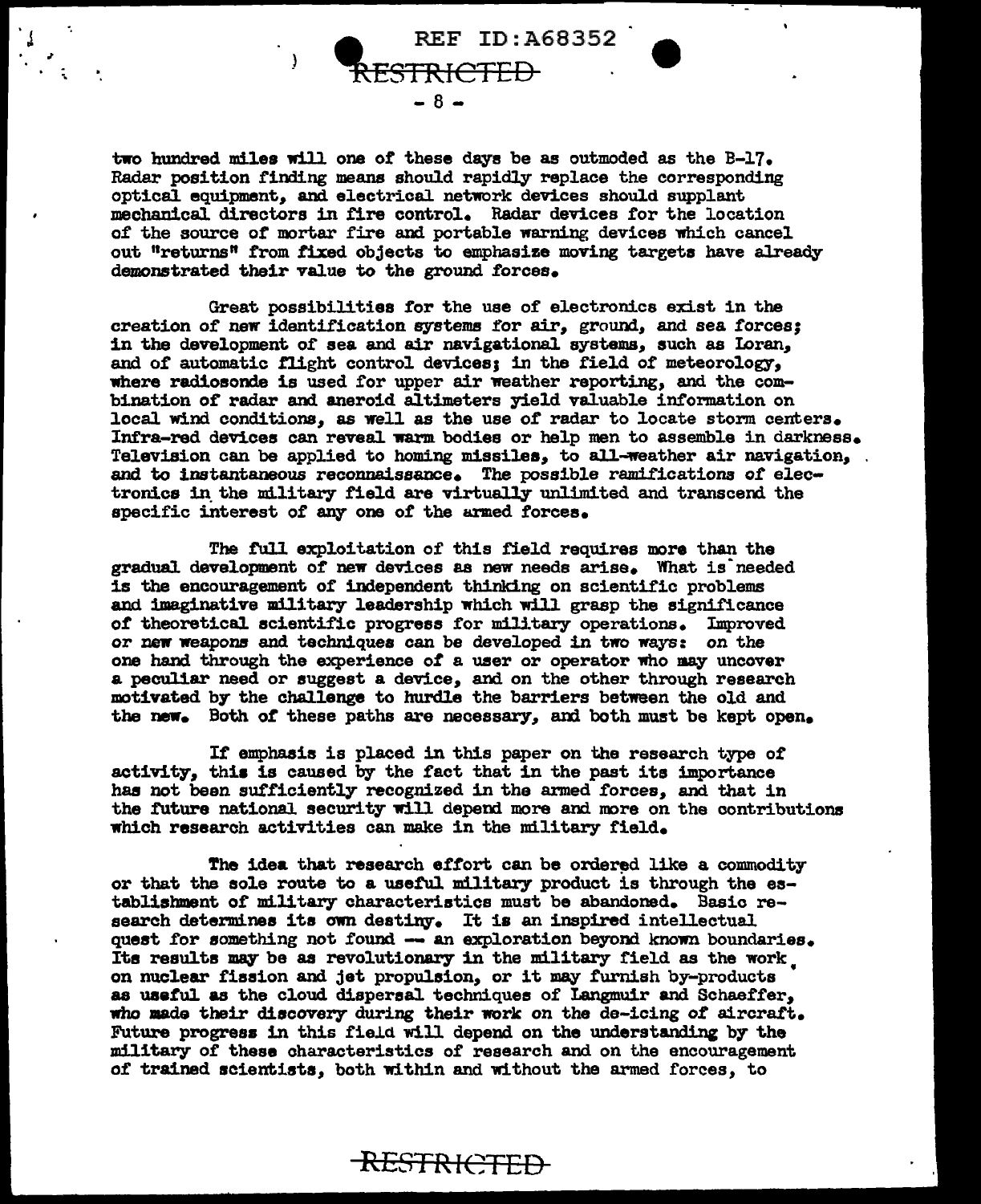two hundred miles will one of these days be as outmoded as the B-17. Radar position finding means should rapidly replace the corresponding optical equipment, and electrical network devices should supplant mechanical directors in fire control. Radar devices for the location of the source of mortar fire and portable warning devices which cancel out "returns" from fixed objects to emphasize moving targets have already demonstrated their value to the ground forces.

Great possibilities for the use of electronics exist in the creation of new identification systems for air, ground, and sea forces; in the development of sea and air navigational systems, such as Loran, and of automatic flight control devices; in the field of meteorology, where radiosonde is used for upper air weather reporting, and the combination of radar and aneroid altimeters yield valuable information on local wind conditions, as well as the use of radar to locate storm centers. Infra-red devices can reveal warm bodies or help men to assemble in darkness. Television can be applied to homing missiles, to all-weather air navigation, and to instantaneous reconnaissance. The possible ramifications of electronics in the military field are virtually unlimited and transcend the specific interest of any one of the armed forces.

The full exploitation of this field requires more than the gradual development of new devices as new needs arise. What is needed is the encouragement of independent thinking on scientific problems and imaginative military leadership which will grasp the significance of theoretical scientific progress for military operations. Improved or new weapons and techniques can be developed in two ways: on the one hand through the experience of a user or operator who may uncover a peculiar need or suggest a device, and on the other through research motivated by the challenge to hurdle the barriers between the old and the new. Both of these paths are necessary, and both must be kept open.

If emphasis is placed in this paper on the research type of activity, this is caused by the fact that in the past its importance has not been sufficiently recognized in the armed forces, and that in the future national security will depend more and more on the contributions which research activities can make in the military field.

The idea that research effort can be ordered like a commodity or that the sole route to a useful military product is through the establishment of military characteristics must be abandoned. Basic research determines its own destiny. It is an inspired intellectual quest for something not found — an exploration beyond known boundaries. Its results may be as revolutionary in the military field as the work on nuclear fission and jet propulsion, or it may furnish by-products as useful as the cloud dispersal techniques of Langmuir and Schaeffer, who made their discovery during their work on the de-icing of aircraft. Future progress in this field will depend on the understanding by the military of these characteristics of research and on the encouragement of trained scientists, both within and without the armed forces, to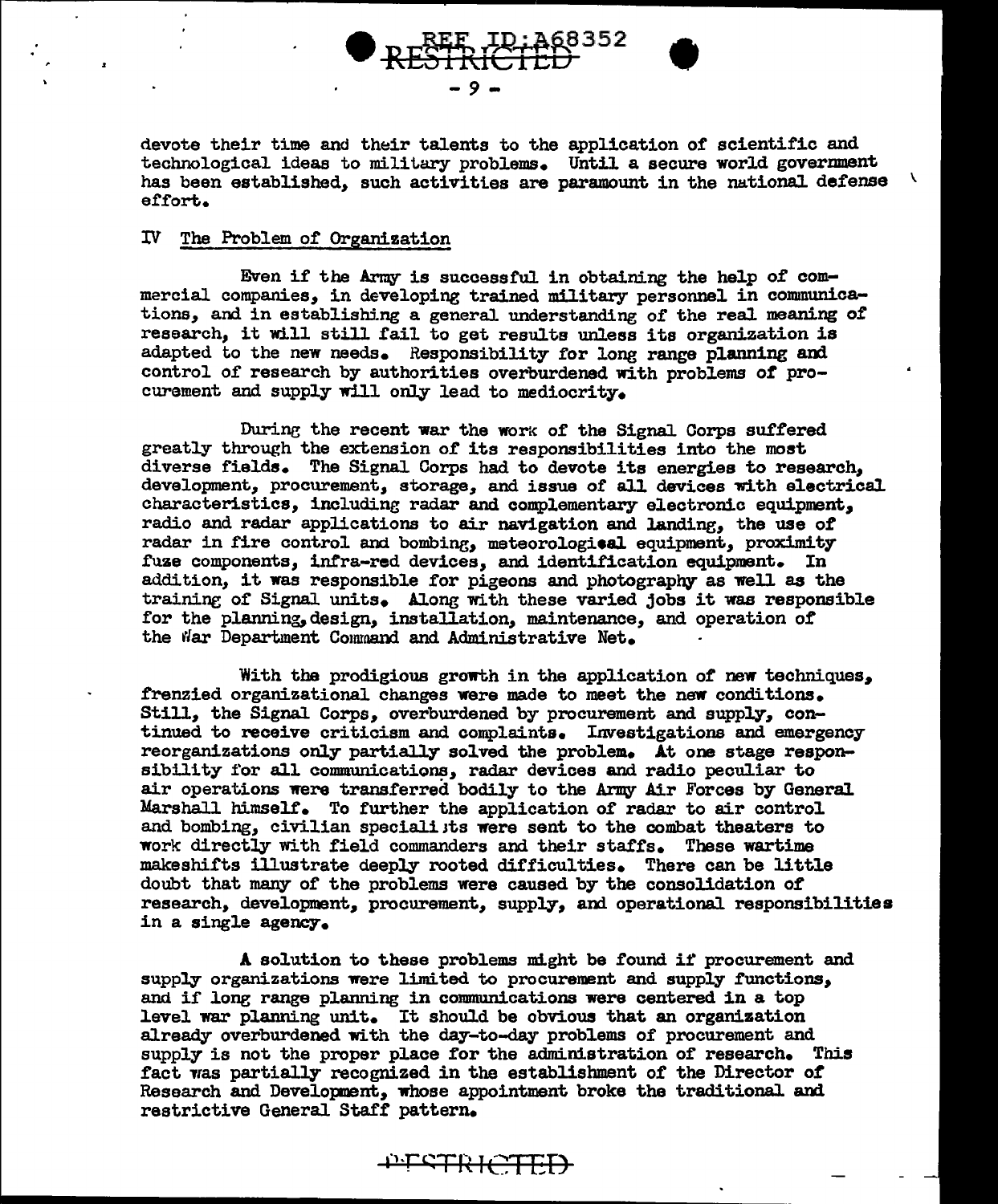devote their time and their talents to the application of scientific and technological ideas to military problems. Until a secure world government has been established, such activities are paramount in the national defense effort.

## IV The Problem of Organization

Even if the Army is successful in obtaining the help of commercial companies, in developing trained military personnel in communications, and in establishing a general understanding of the real meaning of research, it will still fail to get results unless its organization is adapted to the new needs. Responsibility for long range planning and control of research by authorities overburdened with problems of procurement and supply will only lead to mediocrity.

During the recent war the work of the Signal Corps suffered greatly through the extension of its responsibilities into the most diverse fields. The Signal Corps had to devote its energies to research, development, procurement, storage, and issue of all devices with electrical characteristics, including radar and complementary electronic equipment, radio and radar applications to air navigation and landing, the use of radar in fire control and bombing, meteorological equipment, proximity fuze components, infra-red devices, and identification equipment. In addition, it was responsible for pigeons and photography as well as the training of Signal units. Along with these varied jobs it was responsible for the planning, design, installation, maintenance, and operation of the War Department Command and Administrative Net.

With the prodigious growth in the application of new techniques, frenzied organizational changes were made to meet the new conditions. Still, the Signal Corps, overburdened by procurement and supply, continued to receive criticism and complaints. Investigations and emergency reorganizations only partially solved the problem. At one stage responsibility for all communications, radar devices and radio peculiar to air operations were transferred bodily to the Army Air Forces by General Marshall himself. To further the application of radar to air control and bombing, civilian specialists were sent to the combat theaters to work directly with field commanders and their staffs. These wartime makeshifts illustrate deeply rooted difficulties. There can be little doubt that many of the problems were caused by the consolidation of research, development, procurement, supply, and operational responsibilities in a single agency.

A solution to these problems might be found if procurement and supply organizations were limited to procurement and supply functions, and if long range planning in communications were centered in a top level war planning unit. It should be obvious that an organization already overburdened with the day-to-day problems of procurement and supply is not the proper place for the administration of research. This fact was partially recognized in the establishment of the Director of Research and Development, whose appointment broke the traditional and restrictive General Staff pattern.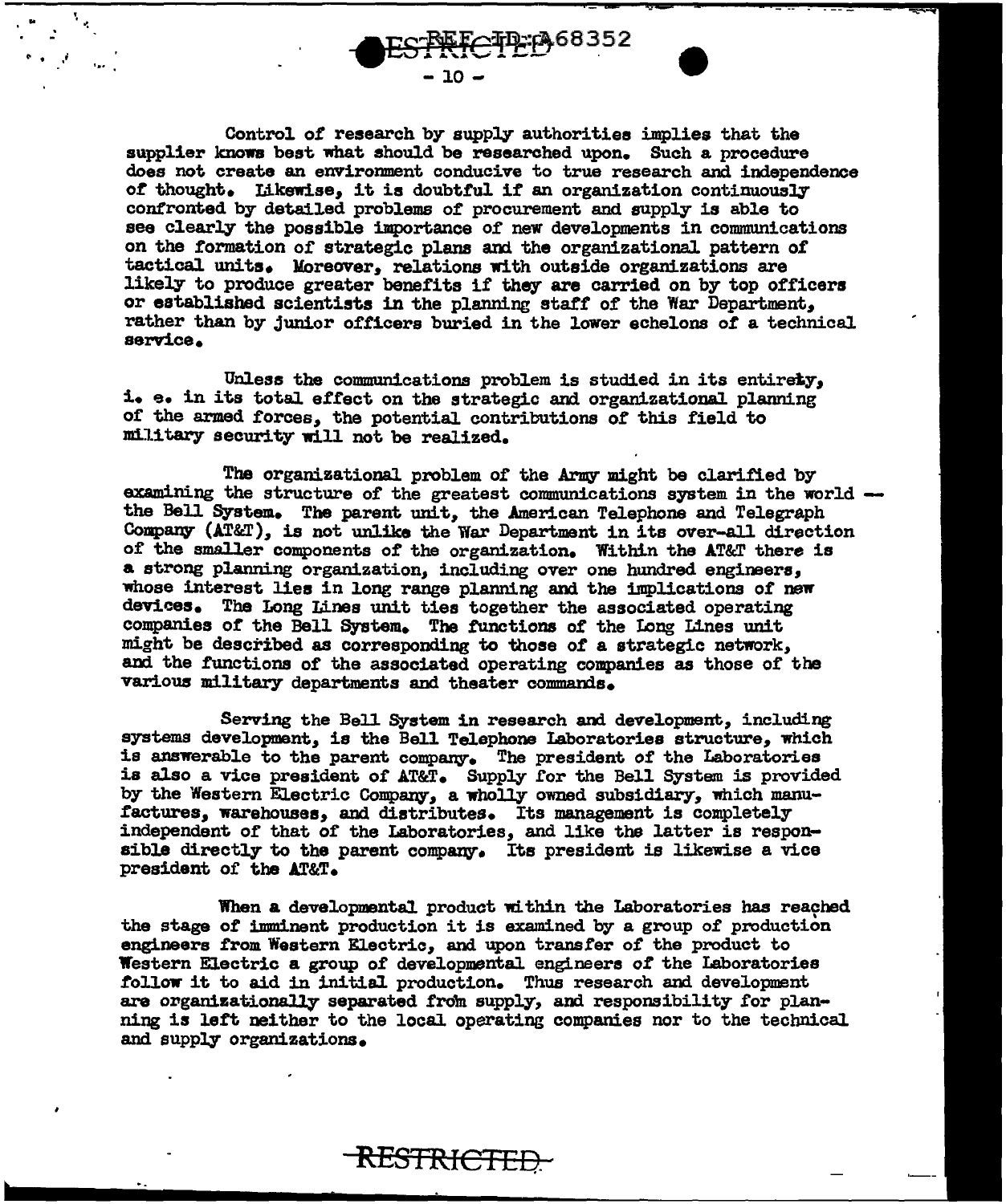Control of research by supply authorities implies that the supplier knows best what should be researched upon. Such a procedure does not create an environment conducive to true research and independence of thought. Likewise, it is doubtful if an organization continuously confronted by detailed problems of procurement and supply is able to see clearly the possible importance of new developments in communications on the formation of strategic plans and the organizational pattern of tactical units. Moreover, relations with outside organizations are likely to produce greater benefits if they are carried on by top officers or established scientists in the planning staff of the War Department, rather than by junior officers buried in the lower echelons of a technical service.

Unless the communications problem is studied in its entirety, i. e. in its total effect on the strategic and organizational planning of the armed forces, the potential contributions of this field to military security will not be realized.

The organizational problem of the Army might be clarified by examining the structure of the greatest communications system in the world — the Bell System. The parent unit, the American Telephone and Telegraph Company (AT&T), is not unlike the War Department in its over-all direction of the smaller components of the organization. Within the AT&T there is a strong planning organization, including over one hundred engineers, whose interest lies in long range planning and the implications of new devices. The Long Lines unit ties together the associated operating companies of the Bell System. The functions of the Long Lines unit might be described as corresponding to those of a strategic network, and the functions of the associated operating companies as those of the various military departments and theater commands.

Serving the Bell System in research and development, including systems development, is the Bell Telephone Laboratories structure, which is answerable to the parent company. The president of the Laboratories is also a vice president of AT&T. Supply for the Bell System is provided by the Western Electric Company, a wholly owned subsidiary, which manufactures, warehouses, and distributes. Its management is completely independent of that of the Laboratories, and like the latter is responsible directly to the parent company. Its president is likewise a vice president of the AT&T.

When a developmental product within the Laboratories has reached the stage of imminent production it is examined by a group of production engineers from Western Electric, and upon transfer of the product to Western Electric a group of developmental engineers of the Laboratories follow it to aid in initial production. Thus research and development are organizationally separated from supply, and responsibility for planning is left neither to the local operating companies nor to the technical and supply organizations.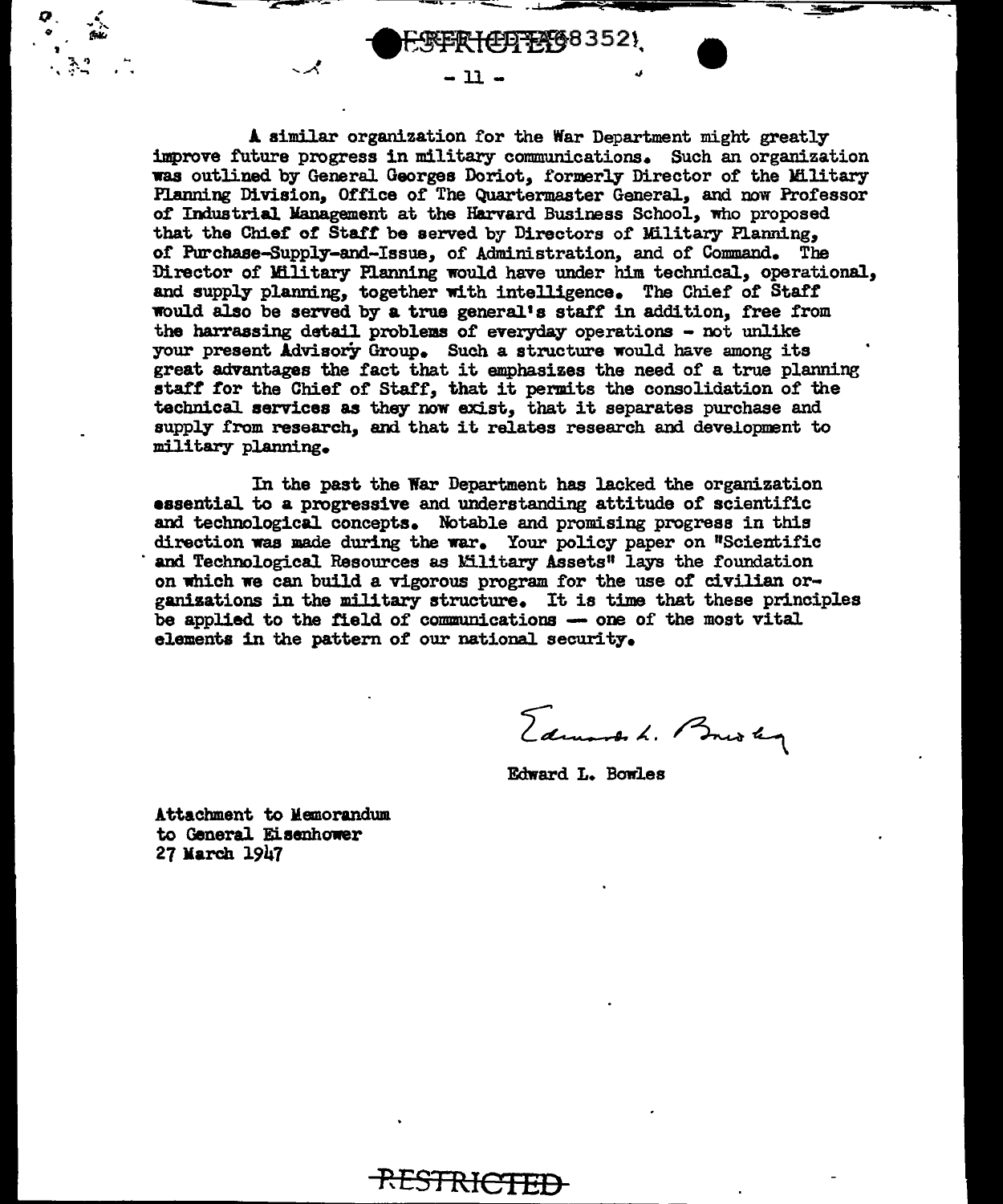A similar organization for the War Department might greatly improve future progress in military communications. Such an organization was outlined by General Georges Doriot, formerly Director of the Military Planning Division, Office of The Quartermaster General, and now Professor of Industrial Management at the Harvard Business School, who proposed that the Chief of Staff be served by Directors of Military Planning, of Purchase-Supply-and-Issue, of Administration, and of Command. The Director of Military Planning would have under him technical, operational, and supply planning, together with intelligence. The Chief of Staff would also be served by a true general's staff in addition, free from the harrassing detail problems of everyday operations - not unlike your present Advisory Group. Such a structure would have among its great advantages the fact that it emphasizes the need of a true planning staff for the Chief of Staff, that it permits the consolidation of the technical services as they now exist, that it separates purchase and supply from research, and that it relates research and development to military planning.

In the past the War Department has lacked the organization essential to a progressive and understanding attitude of scientific and technological concepts. Notable and promising progress in this direction was made during the war. Your policy paper on "Scientific and Technological Resources as Military Assets" lays the foundation on which we can build a vigorous program for the use of civilian organizations in the military structure. It is time that these principles be applied to the field of communications — one of the most vital elements in the pattern of our national security.

Edward L. Bowles

Edward L. Bowles

Attachment to Memorandum
to General Eisenhower
27 March 1947

RESTRICTED